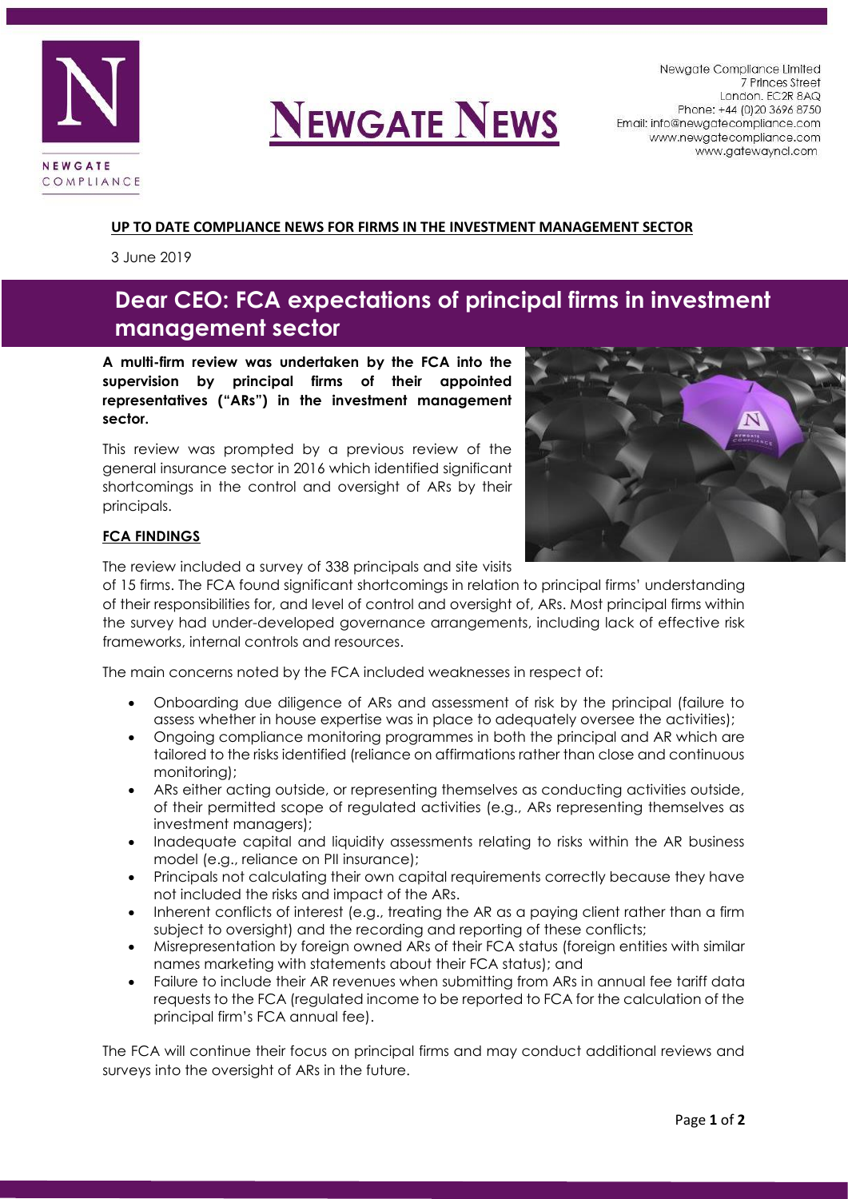NEWGATE COMPLIANCE

# NEWGATE NEWS

Newgate Compliance Limited
7 Princes Street
London. EC2R 8AQ
Phone: +44 (0)20 3696 8750
Email: info@newgatecompliance.com
www.newgatecompliance.com
www.gatewayncl.com

**UP TO DATE COMPLIANCE NEWS FOR FIRMS IN THE INVESTMENT MANAGEMENT SECTOR**

3 June 2019

## Dear CEO: FCA expectations of principal firms in investment management sector

**A multi-firm review was undertaken by the FCA into the supervision by principal firms of their appointed representatives ("ARs") in the investment management sector.**

This review was prompted by a previous review of the general insurance sector in 2016 which identified significant shortcomings in the control and oversight of ARs by their principals.

### FCA FINDINGS

The review included a survey of 338 principals and site visits of 15 firms. The FCA found significant shortcomings in relation to principal firms' understanding of their responsibilities for, and level of control and oversight of, ARs. Most principal firms within the survey had under-developed governance arrangements, including lack of effective risk frameworks, internal controls and resources.

The main concerns noted by the FCA included weaknesses in respect of:

- Onboarding due diligence of ARs and assessment of risk by the principal (failure to assess whether in house expertise was in place to adequately oversee the activities);
- Ongoing compliance monitoring programmes in both the principal and AR which are tailored to the risks identified (reliance on affirmations rather than close and continuous monitoring);
- ARs either acting outside, or representing themselves as conducting activities outside, of their permitted scope of regulated activities (e.g., ARs representing themselves as investment managers);
- Inadequate capital and liquidity assessments relating to risks within the AR business model (e.g., reliance on PII insurance);
- Principals not calculating their own capital requirements correctly because they have not included the risks and impact of the ARs.
- Inherent conflicts of interest (e.g., treating the AR as a paying client rather than a firm subject to oversight) and the recording and reporting of these conflicts;
- Misrepresentation by foreign owned ARs of their FCA status (foreign entities with similar names marketing with statements about their FCA status); and
- Failure to include their AR revenues when submitting from ARs in annual fee tariff data requests to the FCA (regulated income to be reported to FCA for the calculation of the principal firm's FCA annual fee).

The FCA will continue their focus on principal firms and may conduct additional reviews and surveys into the oversight of ARs in the future.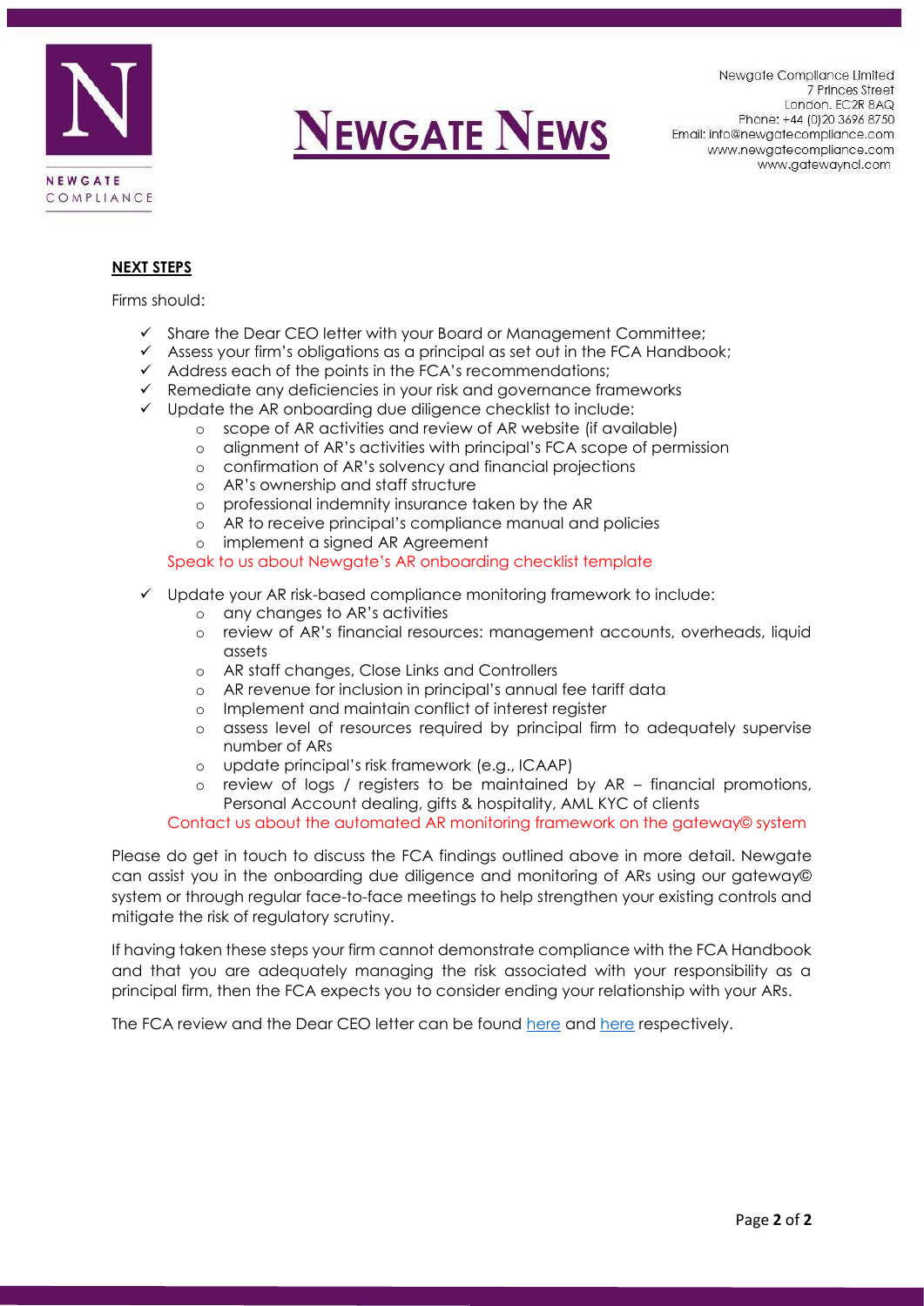## NEXT STEPS

Firms should:

- ✓ Share the Dear CEO letter with your Board or Management Committee;
- ✓ Assess your firm's obligations as a principal as set out in the FCA Handbook;
- ✓ Address each of the points in the FCA's recommendations;
- ✓ Remediate any deficiencies in your risk and governance frameworks
- ✓ Update the AR onboarding due diligence checklist to include:
  - scope of AR activities and review of AR website (if available)
  - alignment of AR's activities with principal's FCA scope of permission
  - confirmation of AR's solvency and financial projections
  - AR's ownership and staff structure
  - professional indemnity insurance taken by the AR
  - AR to receive principal's compliance manual and policies
  - implement a signed AR Agreement

  Speak to us about Newgate's AR onboarding checklist template

- ✓ Update your AR risk-based compliance monitoring framework to include:
  - any changes to AR's activities
  - review of AR's financial resources: management accounts, overheads, liquid assets
  - AR staff changes, Close Links and Controllers
  - AR revenue for inclusion in principal's annual fee tariff data
  - Implement and maintain conflict of interest register
  - assess level of resources required by principal firm to adequately supervise number of ARs
  - update principal's risk framework (e.g., ICAAP)
  - review of logs / registers to be maintained by AR – financial promotions, Personal Account dealing, gifts & hospitality, AML KYC of clients

  Contact us about the automated AR monitoring framework on the gateway© system

Please do get in touch to discuss the FCA findings outlined above in more detail. Newgate can assist you in the onboarding due diligence and monitoring of ARs using our gateway© system or through regular face-to-face meetings to help strengthen your existing controls and mitigate the risk of regulatory scrutiny.

If having taken these steps your firm cannot demonstrate compliance with the FCA Handbook and that you are adequately managing the risk associated with your responsibility as a principal firm, then the FCA expects you to consider ending your relationship with your ARs.

The FCA review and the Dear CEO letter can be found here and here respectively.